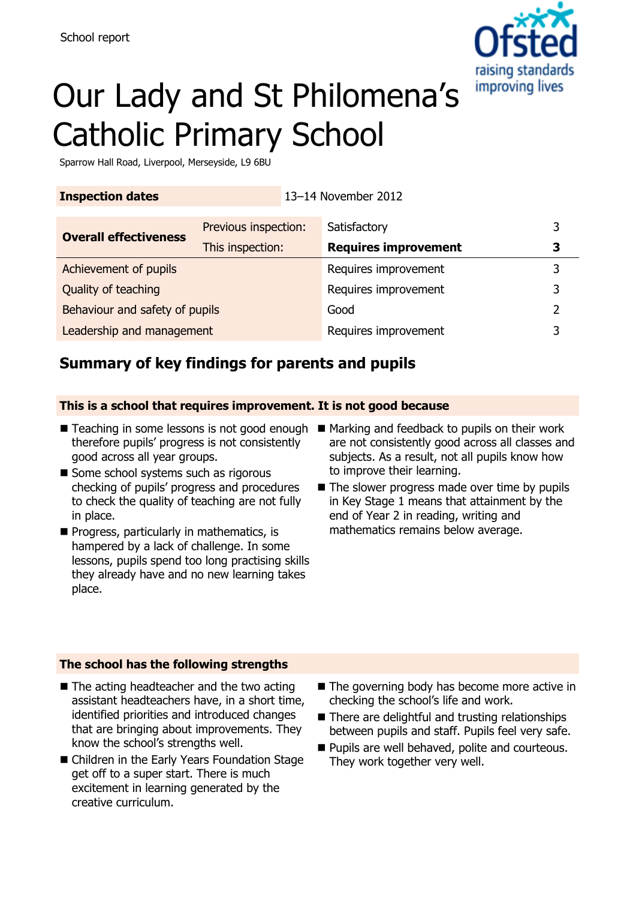School report

# Our Lady and St Philomena's Catholic Primary School

Sparrow Hall Road, Liverpool, Merseyside, L9 6BU

| Inspection dates | 13–14 November 2012 | | |
|---|---|---|---|

| Overall effectiveness | | | |
|---|---|---|---|
| | Previous inspection: | Satisfactory | 3 |
| | This inspection: | **Requires improvement** | **3** |
| Achievement of pupils | | Requires improvement | 3 |
| Quality of teaching | | Requires improvement | 3 |
| Behaviour and safety of pupils | | Good | 2 |
| Leadership and management | | Requires improvement | 3 |

## Summary of key findings for parents and pupils

**This is a school that requires improvement. It is not good because**

- Teaching in some lessons is not good enough therefore pupils' progress is not consistently good across all year groups.
- Some school systems such as rigorous checking of pupils' progress and procedures to check the quality of teaching are not fully in place.
- Progress, particularly in mathematics, is hampered by a lack of challenge. In some lessons, pupils spend too long practising skills they already have and no new learning takes place.
- Marking and feedback to pupils on their work are not consistently good across all classes and subjects. As a result, not all pupils know how to improve their learning.
- The slower progress made over time by pupils in Key Stage 1 means that attainment by the end of Year 2 in reading, writing and mathematics remains below average.

**The school has the following strengths**

- The acting headteacher and the two acting assistant headteachers have, in a short time, identified priorities and introduced changes that are bringing about improvements. They know the school's strengths well.
- Children in the Early Years Foundation Stage get off to a super start. There is much excitement in learning generated by the creative curriculum.
- The governing body has become more active in checking the school's life and work.
- There are delightful and trusting relationships between pupils and staff. Pupils feel very safe.
- Pupils are well behaved, polite and courteous. They work together very well.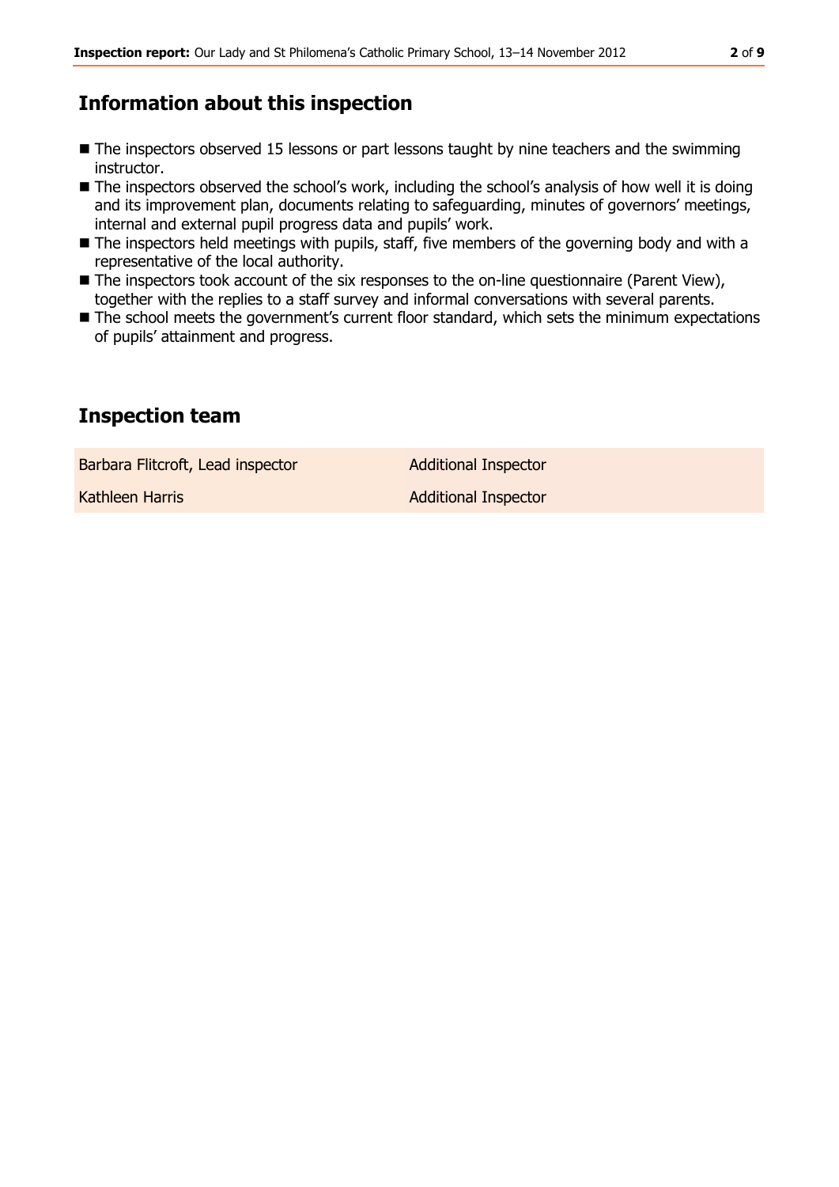## Information about this inspection

- The inspectors observed 15 lessons or part lessons taught by nine teachers and the swimming instructor.
- The inspectors observed the school's work, including the school's analysis of how well it is doing and its improvement plan, documents relating to safeguarding, minutes of governors' meetings, internal and external pupil progress data and pupils' work.
- The inspectors held meetings with pupils, staff, five members of the governing body and with a representative of the local authority.
- The inspectors took account of the six responses to the on-line questionnaire (Parent View), together with the replies to a staff survey and informal conversations with several parents.
- The school meets the government's current floor standard, which sets the minimum expectations of pupils' attainment and progress.

## Inspection team

| | |
|---|---|
| Barbara Flitcroft, Lead inspector | Additional Inspector |
| Kathleen Harris | Additional Inspector |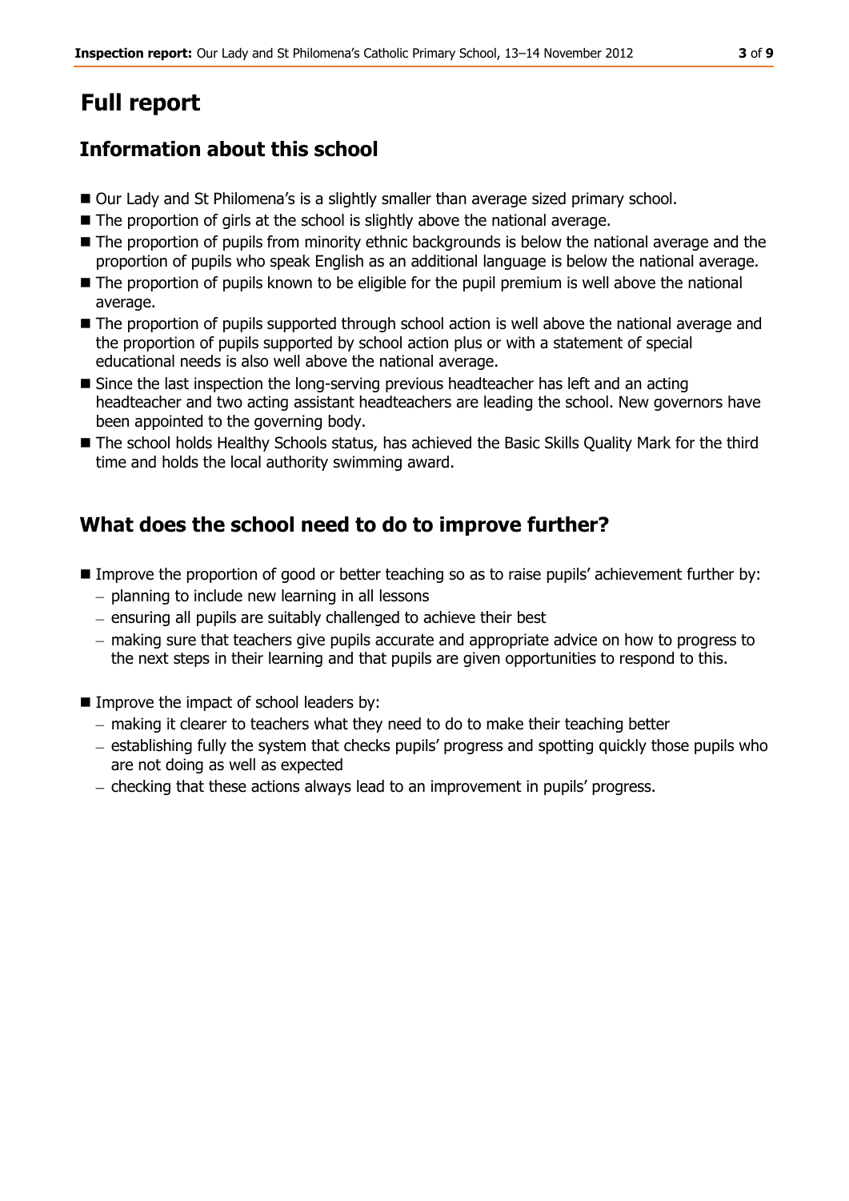# Full report

## Information about this school

- Our Lady and St Philomena's is a slightly smaller than average sized primary school.
- The proportion of girls at the school is slightly above the national average.
- The proportion of pupils from minority ethnic backgrounds is below the national average and the proportion of pupils who speak English as an additional language is below the national average.
- The proportion of pupils known to be eligible for the pupil premium is well above the national average.
- The proportion of pupils supported through school action is well above the national average and the proportion of pupils supported by school action plus or with a statement of special educational needs is also well above the national average.
- Since the last inspection the long-serving previous headteacher has left and an acting headteacher and two acting assistant headteachers are leading the school. New governors have been appointed to the governing body.
- The school holds Healthy Schools status, has achieved the Basic Skills Quality Mark for the third time and holds the local authority swimming award.

## What does the school need to do to improve further?

- Improve the proportion of good or better teaching so as to raise pupils' achievement further by:
  - planning to include new learning in all lessons
  - ensuring all pupils are suitably challenged to achieve their best
  - making sure that teachers give pupils accurate and appropriate advice on how to progress to the next steps in their learning and that pupils are given opportunities to respond to this.

- Improve the impact of school leaders by:
  - making it clearer to teachers what they need to do to make their teaching better
  - establishing fully the system that checks pupils' progress and spotting quickly those pupils who are not doing as well as expected
  - checking that these actions always lead to an improvement in pupils' progress.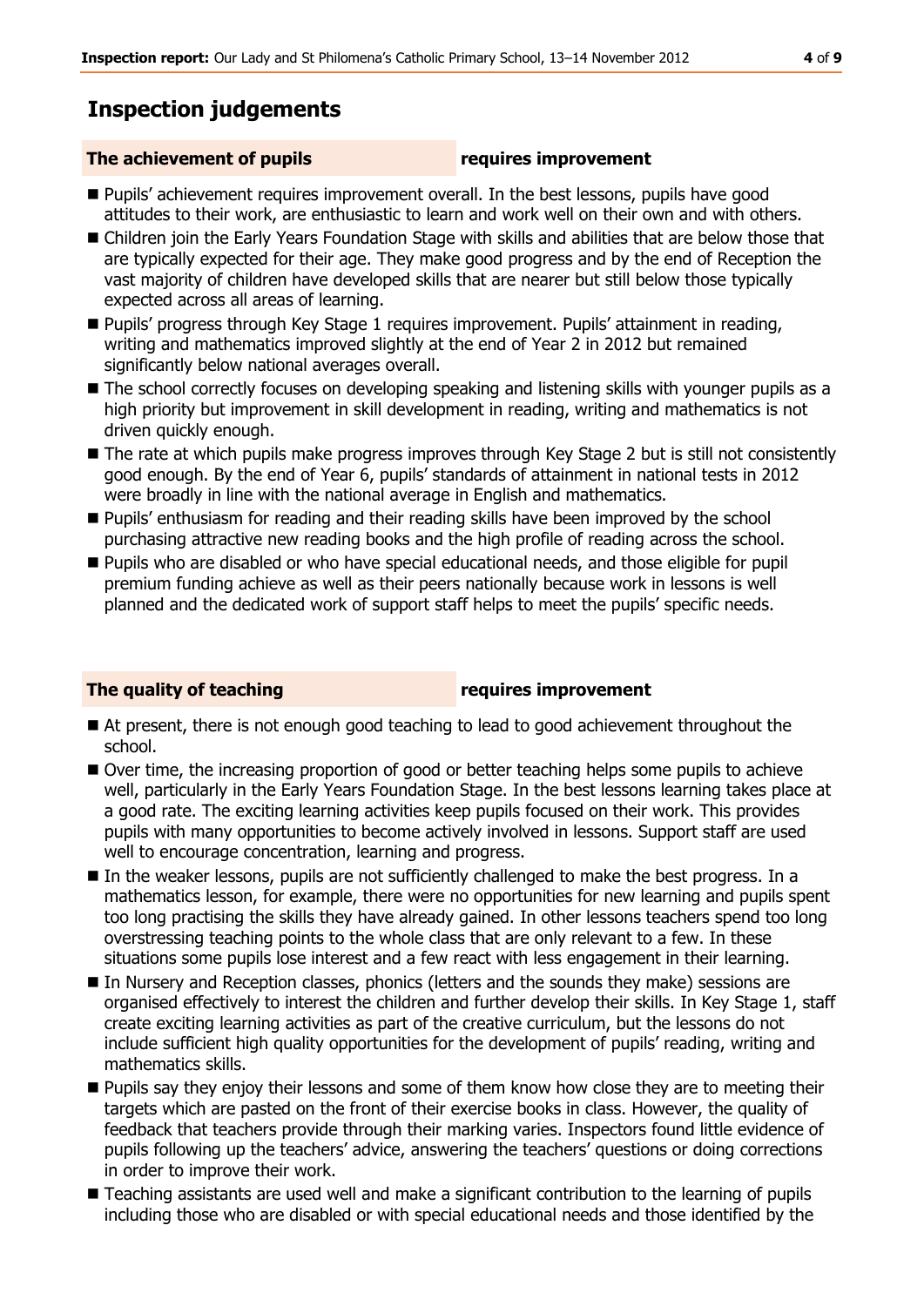## Inspection judgements

**The achievement of pupils** **requires improvement**

- Pupils' achievement requires improvement overall. In the best lessons, pupils have good attitudes to their work, are enthusiastic to learn and work well on their own and with others.
- Children join the Early Years Foundation Stage with skills and abilities that are below those that are typically expected for their age. They make good progress and by the end of Reception the vast majority of children have developed skills that are nearer but still below those typically expected across all areas of learning.
- Pupils' progress through Key Stage 1 requires improvement. Pupils' attainment in reading, writing and mathematics improved slightly at the end of Year 2 in 2012 but remained significantly below national averages overall.
- The school correctly focuses on developing speaking and listening skills with younger pupils as a high priority but improvement in skill development in reading, writing and mathematics is not driven quickly enough.
- The rate at which pupils make progress improves through Key Stage 2 but is still not consistently good enough. By the end of Year 6, pupils' standards of attainment in national tests in 2012 were broadly in line with the national average in English and mathematics.
- Pupils' enthusiasm for reading and their reading skills have been improved by the school purchasing attractive new reading books and the high profile of reading across the school.
- Pupils who are disabled or who have special educational needs, and those eligible for pupil premium funding achieve as well as their peers nationally because work in lessons is well planned and the dedicated work of support staff helps to meet the pupils' specific needs.

**The quality of teaching** **requires improvement**

- At present, there is not enough good teaching to lead to good achievement throughout the school.
- Over time, the increasing proportion of good or better teaching helps some pupils to achieve well, particularly in the Early Years Foundation Stage. In the best lessons learning takes place at a good rate. The exciting learning activities keep pupils focused on their work. This provides pupils with many opportunities to become actively involved in lessons. Support staff are used well to encourage concentration, learning and progress.
- In the weaker lessons, pupils are not sufficiently challenged to make the best progress. In a mathematics lesson, for example, there were no opportunities for new learning and pupils spent too long practising the skills they have already gained. In other lessons teachers spend too long overstressing teaching points to the whole class that are only relevant to a few. In these situations some pupils lose interest and a few react with less engagement in their learning.
- In Nursery and Reception classes, phonics (letters and the sounds they make) sessions are organised effectively to interest the children and further develop their skills. In Key Stage 1, staff create exciting learning activities as part of the creative curriculum, but the lessons do not include sufficient high quality opportunities for the development of pupils' reading, writing and mathematics skills.
- Pupils say they enjoy their lessons and some of them know how close they are to meeting their targets which are pasted on the front of their exercise books in class. However, the quality of feedback that teachers provide through their marking varies. Inspectors found little evidence of pupils following up the teachers' advice, answering the teachers' questions or doing corrections in order to improve their work.
- Teaching assistants are used well and make a significant contribution to the learning of pupils including those who are disabled or with special educational needs and those identified by the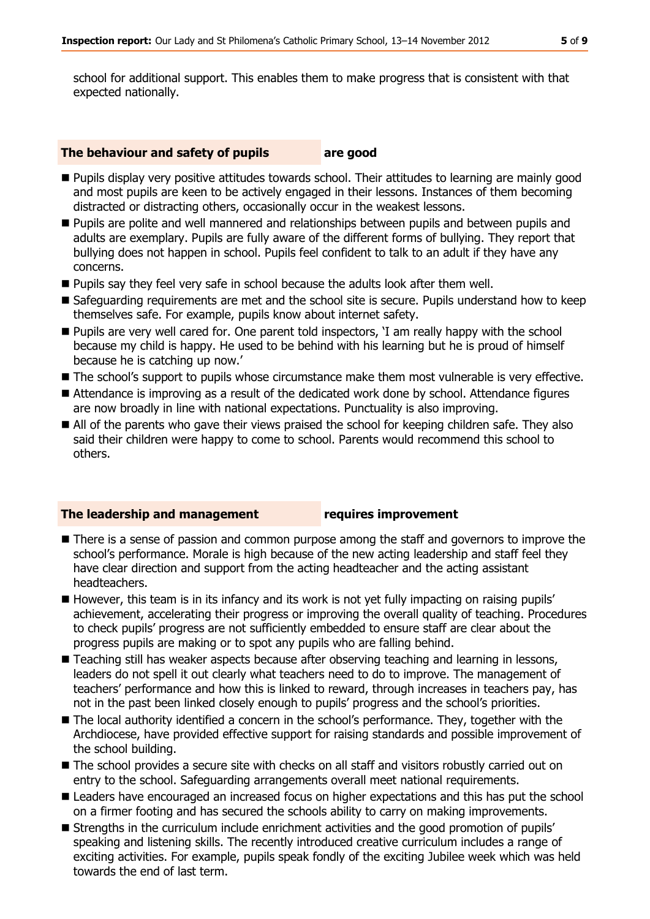school for additional support. This enables them to make progress that is consistent with that expected nationally.

## The behaviour and safety of pupils are good

- Pupils display very positive attitudes towards school. Their attitudes to learning are mainly good and most pupils are keen to be actively engaged in their lessons. Instances of them becoming distracted or distracting others, occasionally occur in the weakest lessons.
- Pupils are polite and well mannered and relationships between pupils and between pupils and adults are exemplary. Pupils are fully aware of the different forms of bullying. They report that bullying does not happen in school. Pupils feel confident to talk to an adult if they have any concerns.
- Pupils say they feel very safe in school because the adults look after them well.
- Safeguarding requirements are met and the school site is secure. Pupils understand how to keep themselves safe. For example, pupils know about internet safety.
- Pupils are very well cared for. One parent told inspectors, 'I am really happy with the school because my child is happy. He used to be behind with his learning but he is proud of himself because he is catching up now.'
- The school's support to pupils whose circumstance make them most vulnerable is very effective.
- Attendance is improving as a result of the dedicated work done by school. Attendance figures are now broadly in line with national expectations. Punctuality is also improving.
- All of the parents who gave their views praised the school for keeping children safe. They also said their children were happy to come to school. Parents would recommend this school to others.

## The leadership and management requires improvement

- There is a sense of passion and common purpose among the staff and governors to improve the school's performance. Morale is high because of the new acting leadership and staff feel they have clear direction and support from the acting headteacher and the acting assistant headteachers.
- However, this team is in its infancy and its work is not yet fully impacting on raising pupils' achievement, accelerating their progress or improving the overall quality of teaching. Procedures to check pupils' progress are not sufficiently embedded to ensure staff are clear about the progress pupils are making or to spot any pupils who are falling behind.
- Teaching still has weaker aspects because after observing teaching and learning in lessons, leaders do not spell it out clearly what teachers need to do to improve. The management of teachers' performance and how this is linked to reward, through increases in teachers pay, has not in the past been linked closely enough to pupils' progress and the school's priorities.
- The local authority identified a concern in the school's performance. They, together with the Archdiocese, have provided effective support for raising standards and possible improvement of the school building.
- The school provides a secure site with checks on all staff and visitors robustly carried out on entry to the school. Safeguarding arrangements overall meet national requirements.
- Leaders have encouraged an increased focus on higher expectations and this has put the school on a firmer footing and has secured the schools ability to carry on making improvements.
- Strengths in the curriculum include enrichment activities and the good promotion of pupils' speaking and listening skills. The recently introduced creative curriculum includes a range of exciting activities. For example, pupils speak fondly of the exciting Jubilee week which was held towards the end of last term.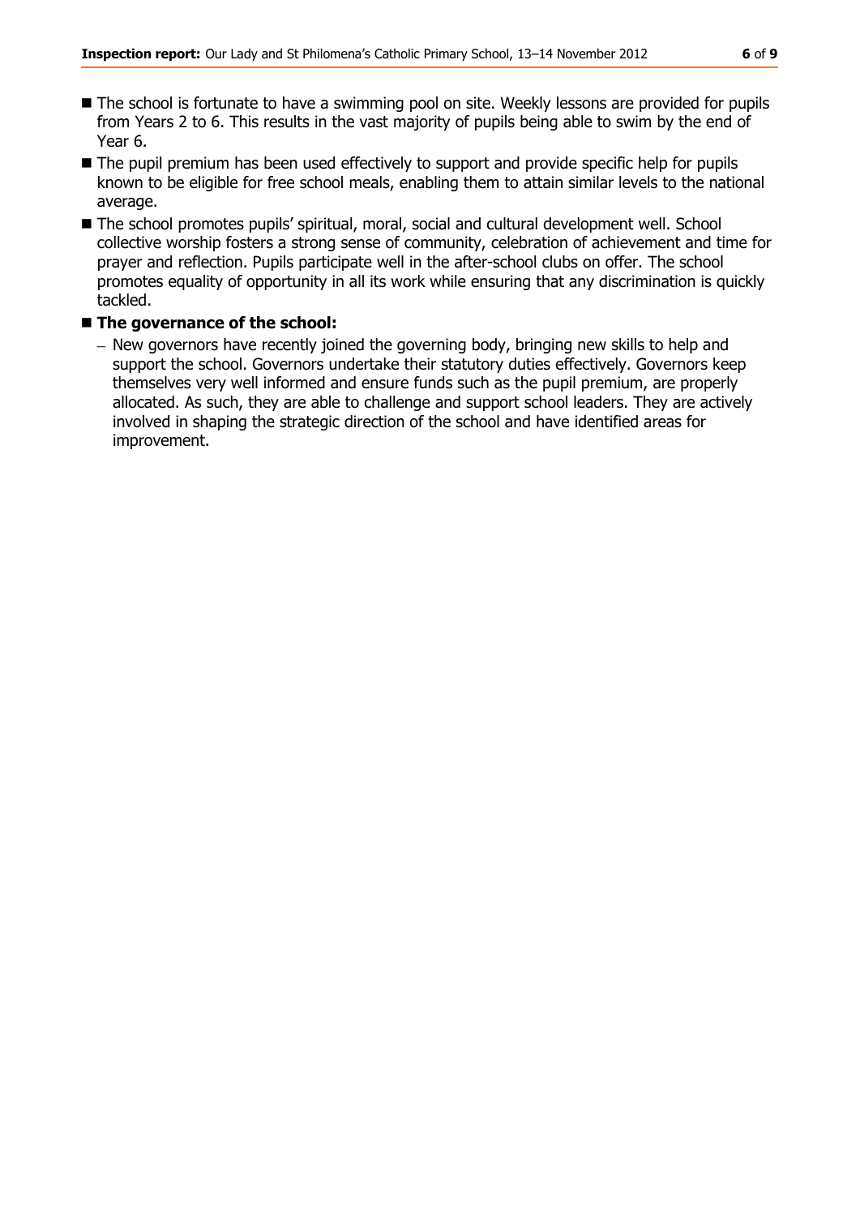- The school is fortunate to have a swimming pool on site. Weekly lessons are provided for pupils from Years 2 to 6. This results in the vast majority of pupils being able to swim by the end of Year 6.
- The pupil premium has been used effectively to support and provide specific help for pupils known to be eligible for free school meals, enabling them to attain similar levels to the national average.
- The school promotes pupils' spiritual, moral, social and cultural development well. School collective worship fosters a strong sense of community, celebration of achievement and time for prayer and reflection. Pupils participate well in the after-school clubs on offer. The school promotes equality of opportunity in all its work while ensuring that any discrimination is quickly tackled.
- **The governance of the school:**
  - New governors have recently joined the governing body, bringing new skills to help and support the school. Governors undertake their statutory duties effectively. Governors keep themselves very well informed and ensure funds such as the pupil premium, are properly allocated. As such, they are able to challenge and support school leaders. They are actively involved in shaping the strategic direction of the school and have identified areas for improvement.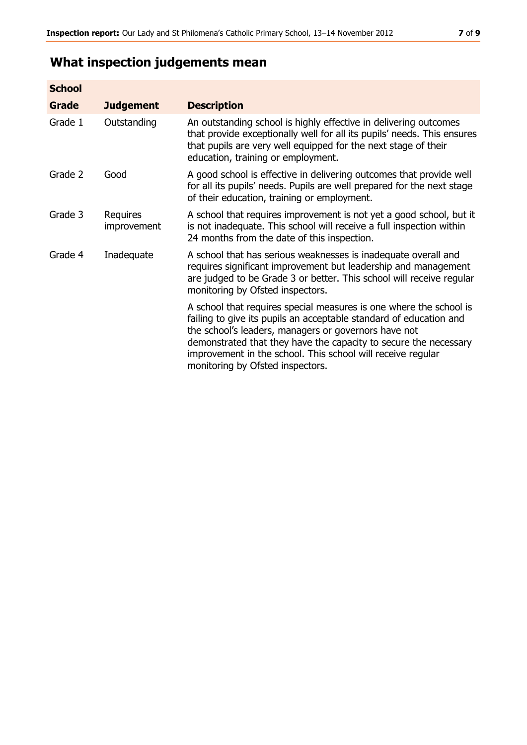## What inspection judgements mean

| School Grade | Judgement | Description |
|---|---|---|
| Grade 1 | Outstanding | An outstanding school is highly effective in delivering outcomes that provide exceptionally well for all its pupils' needs. This ensures that pupils are very well equipped for the next stage of their education, training or employment. |
| Grade 2 | Good | A good school is effective in delivering outcomes that provide well for all its pupils' needs. Pupils are well prepared for the next stage of their education, training or employment. |
| Grade 3 | Requires improvement | A school that requires improvement is not yet a good school, but it is not inadequate. This school will receive a full inspection within 24 months from the date of this inspection. |
| Grade 4 | Inadequate | A school that has serious weaknesses is inadequate overall and requires significant improvement but leadership and management are judged to be Grade 3 or better. This school will receive regular monitoring by Ofsted inspectors. |
| | | A school that requires special measures is one where the school is failing to give its pupils an acceptable standard of education and the school's leaders, managers or governors have not demonstrated that they have the capacity to secure the necessary improvement in the school. This school will receive regular monitoring by Ofsted inspectors. |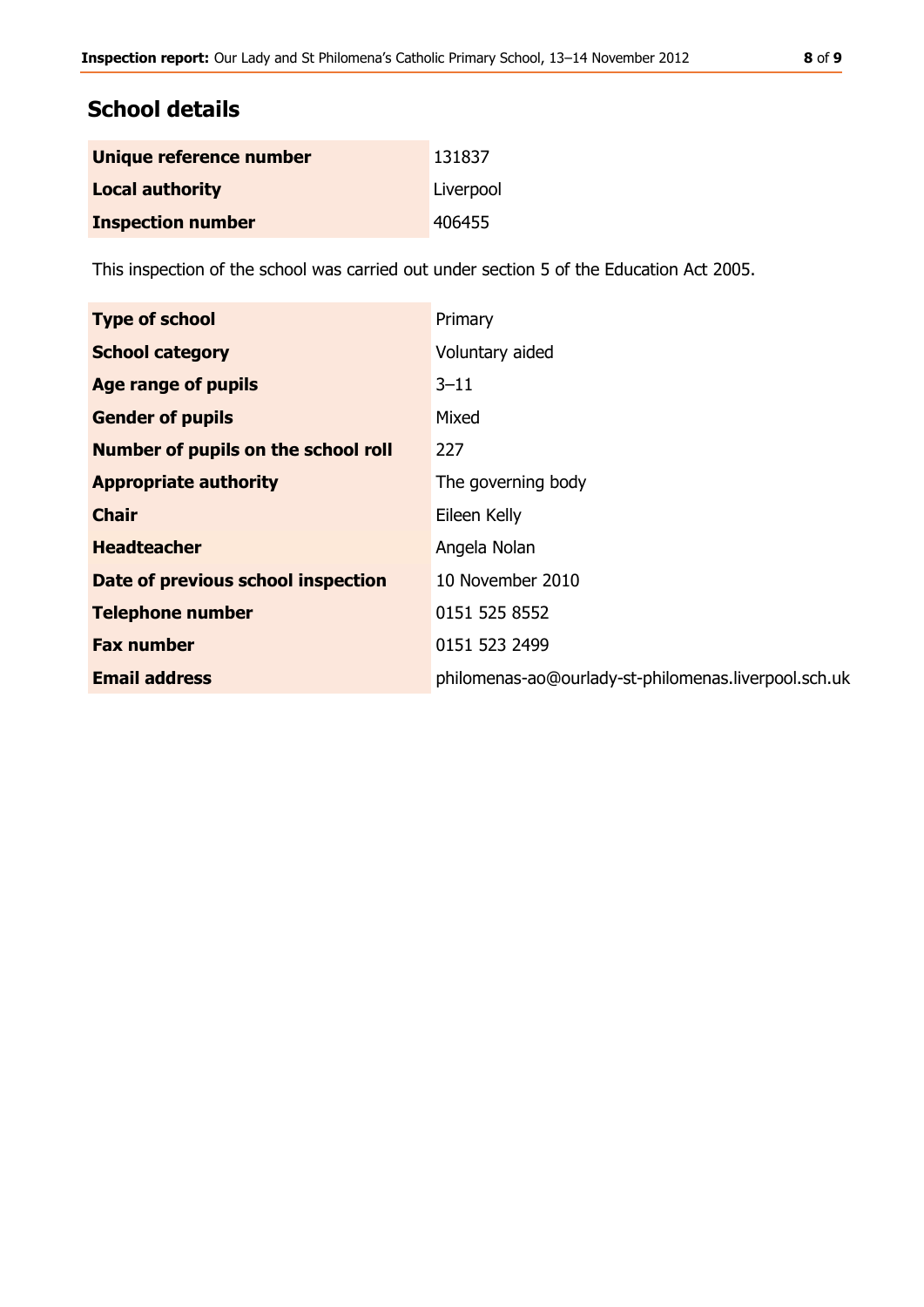## School details

| | |
|---|---|
| **Unique reference number** | 131837 |
| **Local authority** | Liverpool |
| **Inspection number** | 406455 |

This inspection of the school was carried out under section 5 of the Education Act 2005.

| | |
|---|---|
| **Type of school** | Primary |
| **School category** | Voluntary aided |
| **Age range of pupils** | 3–11 |
| **Gender of pupils** | Mixed |
| **Number of pupils on the school roll** | 227 |
| **Appropriate authority** | The governing body |
| **Chair** | Eileen Kelly |
| **Headteacher** | Angela Nolan |
| **Date of previous school inspection** | 10 November 2010 |
| **Telephone number** | 0151 525 8552 |
| **Fax number** | 0151 523 2499 |
| **Email address** | philomenas-ao@ourlady-st-philomenas.liverpool.sch.uk |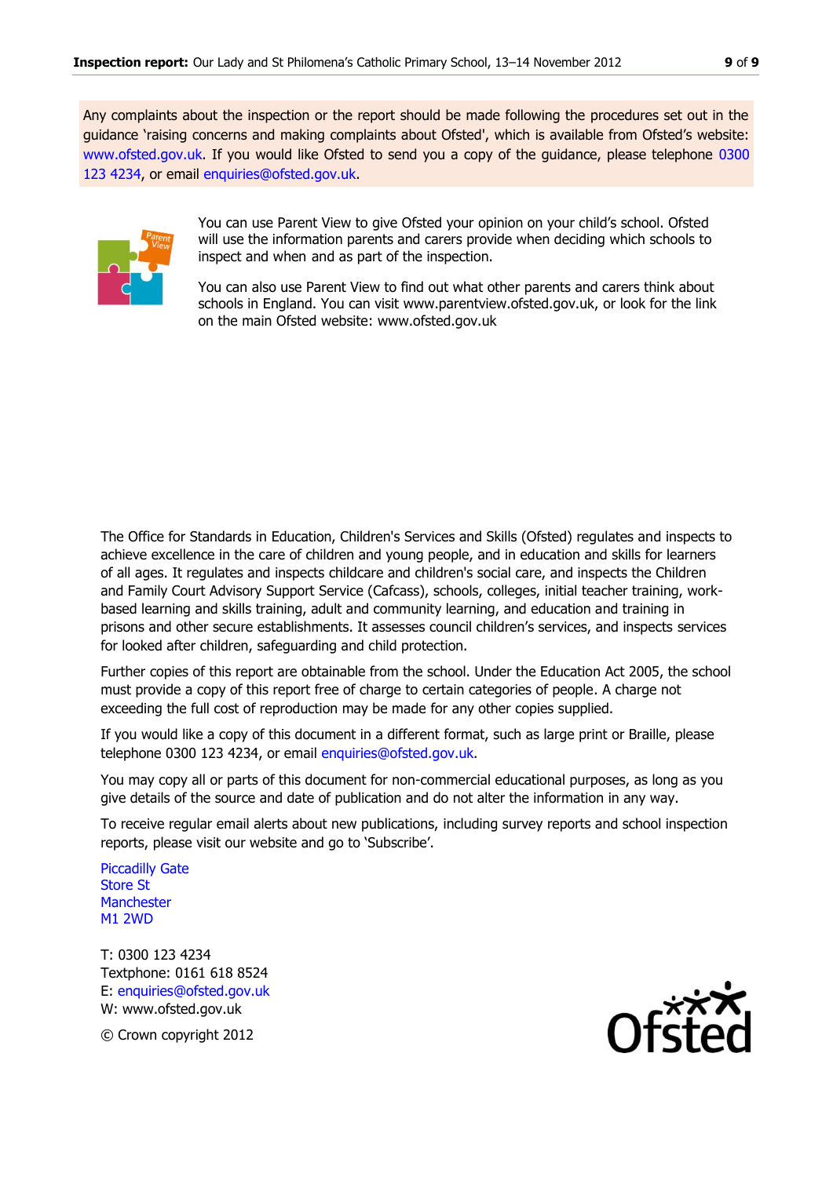Any complaints about the inspection or the report should be made following the procedures set out in the guidance 'raising concerns and making complaints about Ofsted', which is available from Ofsted's website: www.ofsted.gov.uk. If you would like Ofsted to send you a copy of the guidance, please telephone 0300 123 4234, or email enquiries@ofsted.gov.uk.

You can use Parent View to give Ofsted your opinion on your child's school. Ofsted will use the information parents and carers provide when deciding which schools to inspect and when and as part of the inspection.

You can also use Parent View to find out what other parents and carers think about schools in England. You can visit www.parentview.ofsted.gov.uk, or look for the link on the main Ofsted website: www.ofsted.gov.uk

The Office for Standards in Education, Children's Services and Skills (Ofsted) regulates and inspects to achieve excellence in the care of children and young people, and in education and skills for learners of all ages. It regulates and inspects childcare and children's social care, and inspects the Children and Family Court Advisory Support Service (Cafcass), schools, colleges, initial teacher training, work-based learning and skills training, adult and community learning, and education and training in prisons and other secure establishments. It assesses council children's services, and inspects services for looked after children, safeguarding and child protection.

Further copies of this report are obtainable from the school. Under the Education Act 2005, the school must provide a copy of this report free of charge to certain categories of people. A charge not exceeding the full cost of reproduction may be made for any other copies supplied.

If you would like a copy of this document in a different format, such as large print or Braille, please telephone 0300 123 4234, or email enquiries@ofsted.gov.uk.

You may copy all or parts of this document for non-commercial educational purposes, as long as you give details of the source and date of publication and do not alter the information in any way.

To receive regular email alerts about new publications, including survey reports and school inspection reports, please visit our website and go to 'Subscribe'.

Piccadilly Gate
Store St
Manchester
M1 2WD

T: 0300 123 4234
Textphone: 0161 618 8524
E: enquiries@ofsted.gov.uk
W: www.ofsted.gov.uk

© Crown copyright 2012